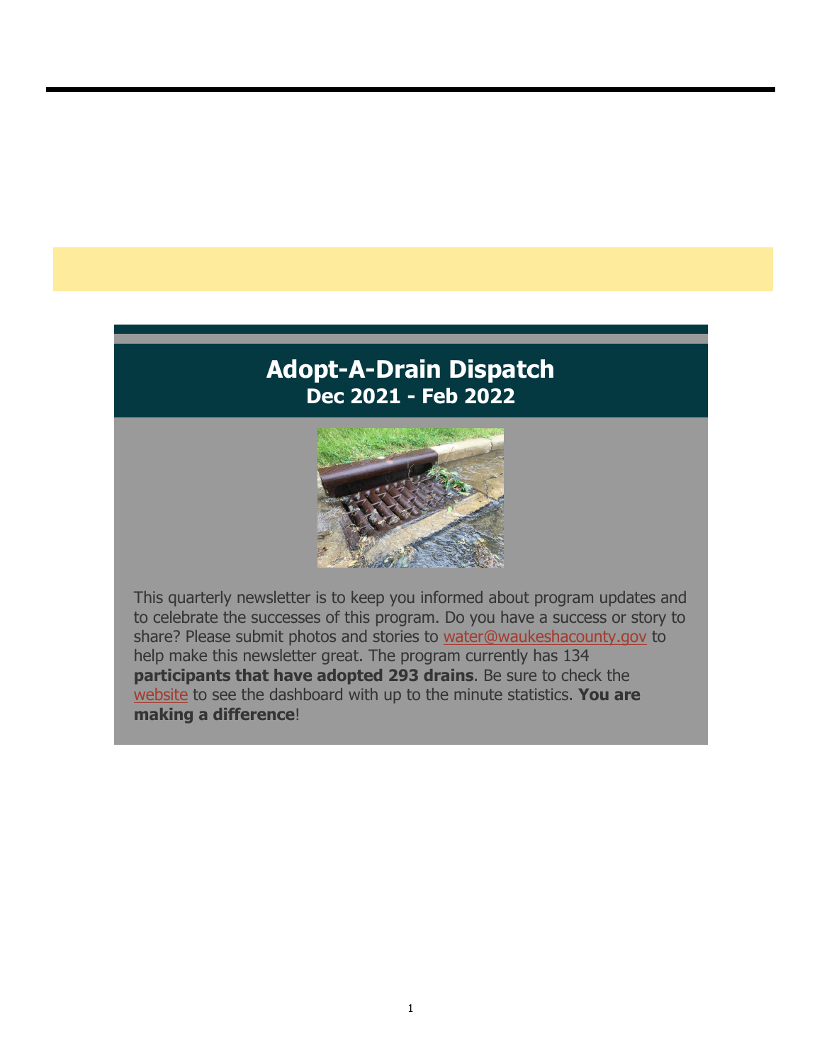# Adopt-A-Drain Dispatch
## Dec 2021 - Feb 2022

This quarterly newsletter is to keep you informed about program updates and to celebrate the successes of this program. Do you have a success or story to share? Please submit photos and stories to water@waukeshacounty.gov to help make this newsletter great. The program currently has 134 **participants that have adopted 293 drains**. Be sure to check the website to see the dashboard with up to the minute statistics. **You are making a difference**!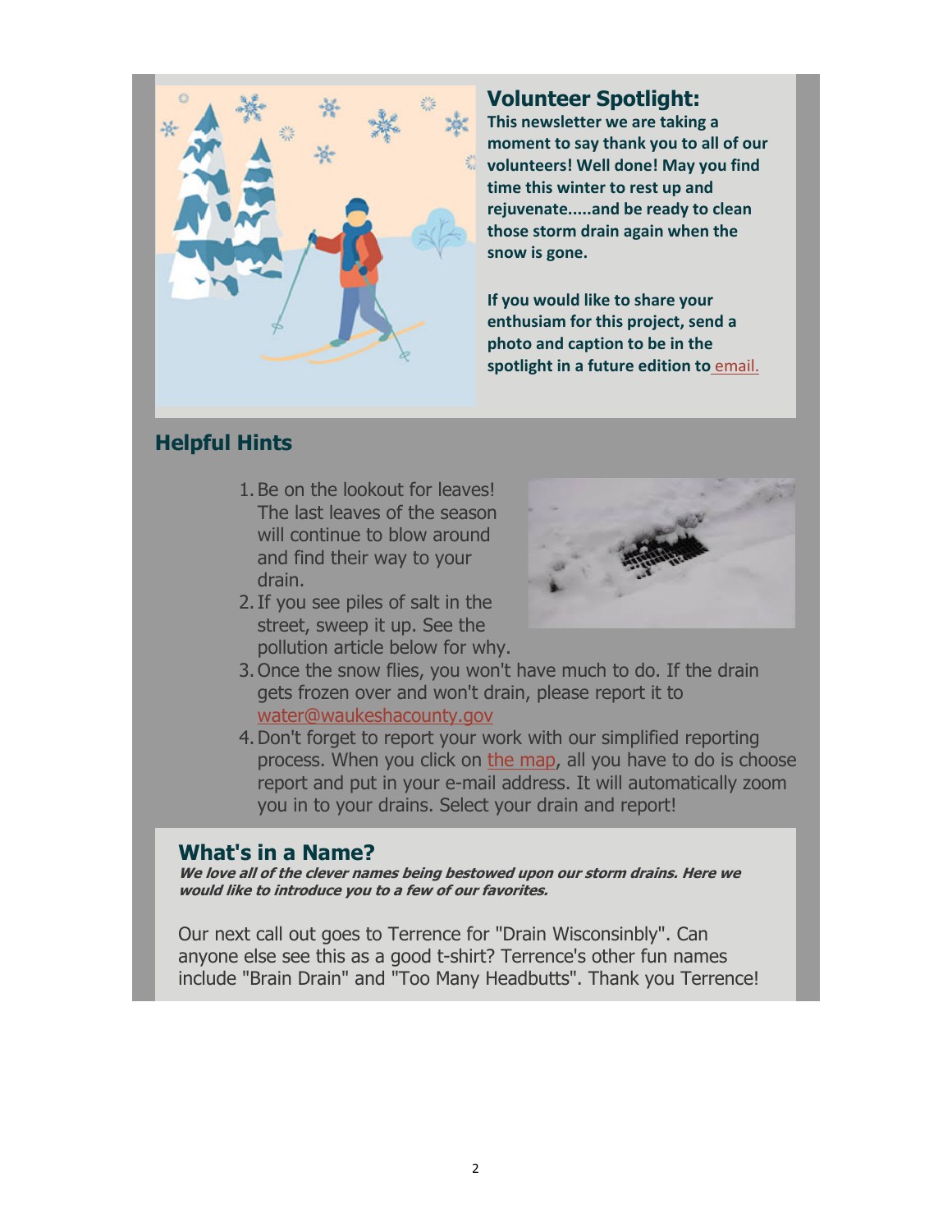## Volunteer Spotlight:

**This newsletter we are taking a moment to say thank you to all of our volunteers! Well done! May you find time this winter to rest up and rejuvenate.....and be ready to clean those storm drain again when the snow is gone.**

**If you would like to share your enthusiam for this project, send a photo and caption to be in the spotlight in a future edition to** email.

## Helpful Hints

1. Be on the lookout for leaves! The last leaves of the season will continue to blow around and find their way to your drain.
2. If you see piles of salt in the street, sweep it up. See the pollution article below for why.
3. Once the snow flies, you won't have much to do. If the drain gets frozen over and won't drain, please report it to water@waukeshacounty.gov
4. Don't forget to report your work with our simplified reporting process. When you click on the map, all you have to do is choose report and put in your e-mail address. It will automatically zoom you in to your drains. Select your drain and report!

## What's in a Name?

***We love all of the clever names being bestowed upon our storm drains. Here we would like to introduce you to a few of our favorites.***

Our next call out goes to Terrence for "Drain Wisconsinbly". Can anyone else see this as a good t-shirt? Terrence's other fun names include "Brain Drain" and "Too Many Headbutts". Thank you Terrence!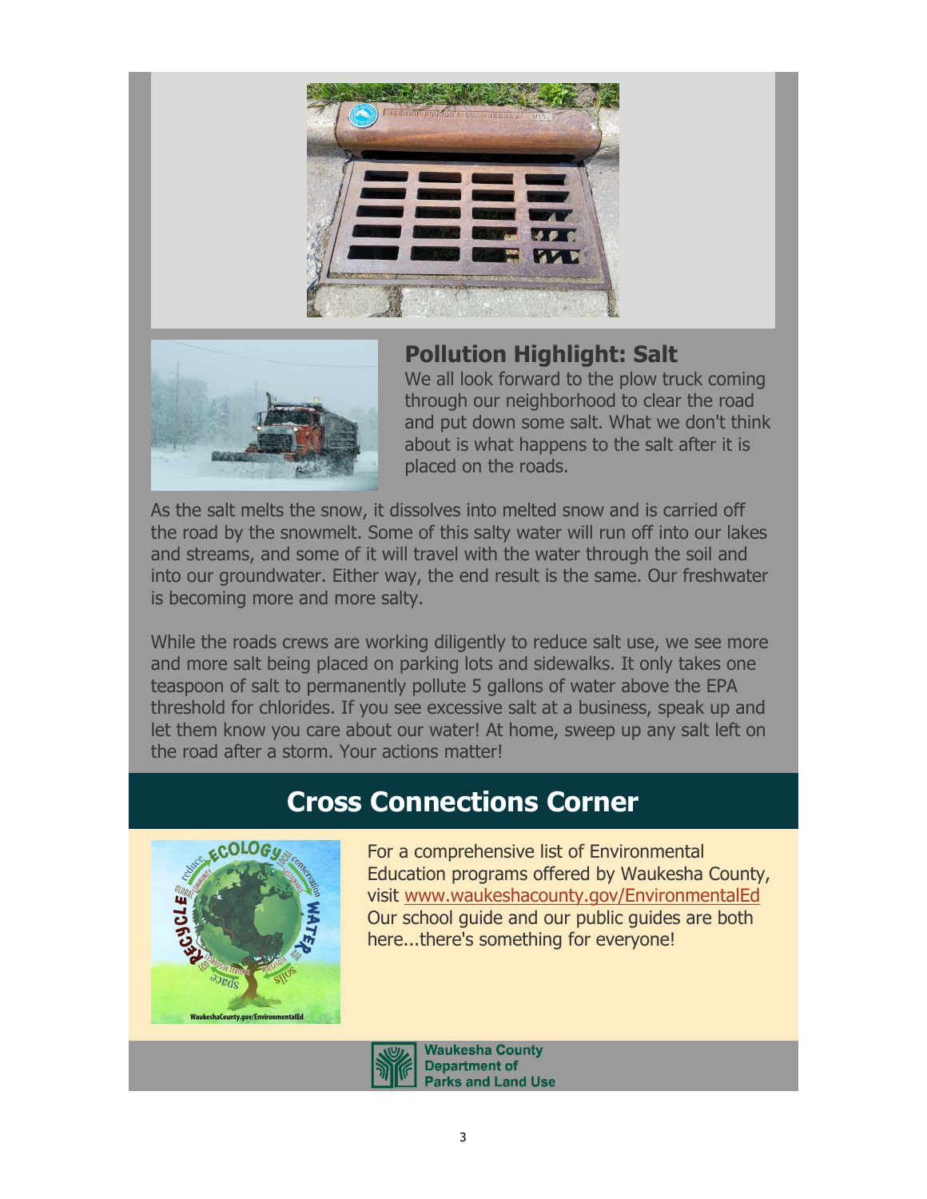## Pollution Highlight: Salt

We all look forward to the plow truck coming through our neighborhood to clear the road and put down some salt. What we don't think about is what happens to the salt after it is placed on the roads.

As the salt melts the snow, it dissolves into melted snow and is carried off the road by the snowmelt. Some of this salty water will run off into our lakes and streams, and some of it will travel with the water through the soil and into our groundwater. Either way, the end result is the same. Our freshwater is becoming more and more salty.

While the roads crews are working diligently to reduce salt use, we see more and more salt being placed on parking lots and sidewalks. It only takes one teaspoon of salt to permanently pollute 5 gallons of water above the EPA threshold for chlorides. If you see excessive salt at a business, speak up and let them know you care about our water! At home, sweep up any salt left on the road after a storm. Your actions matter!

# Cross Connections Corner

For a comprehensive list of Environmental Education programs offered by Waukesha County, visit [www.waukeshacounty.gov/EnvironmentalEd](http://www.waukeshacounty.gov/EnvironmentalEd) Our school guide and our public guides are both here...there's something for everyone!

Waukesha County Department of Parks and Land Use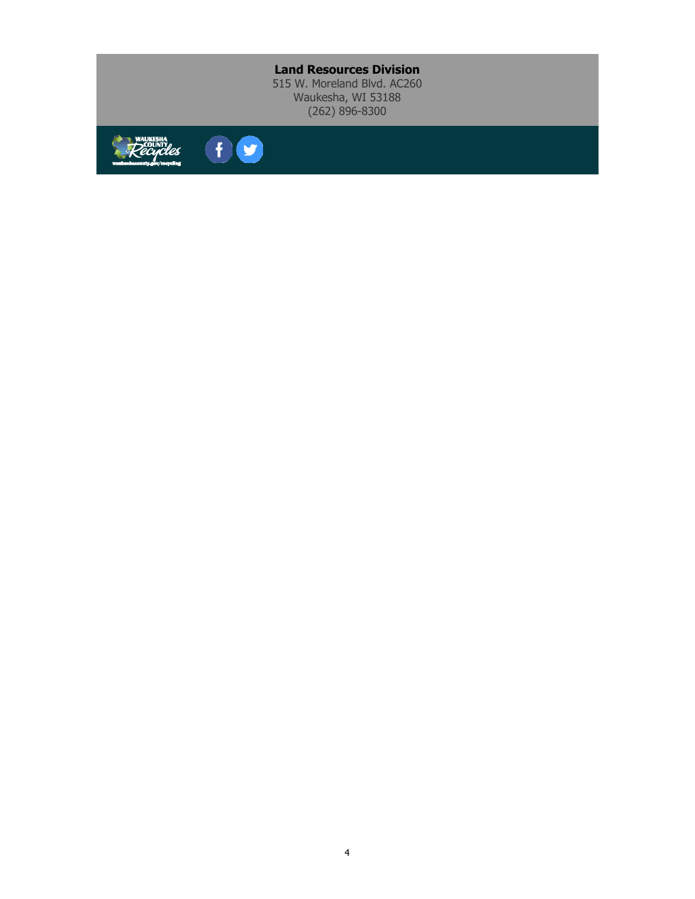**Land Resources Division**
515 W. Moreland Blvd. AC260
Waukesha, WI 53188
(262) 896-8300